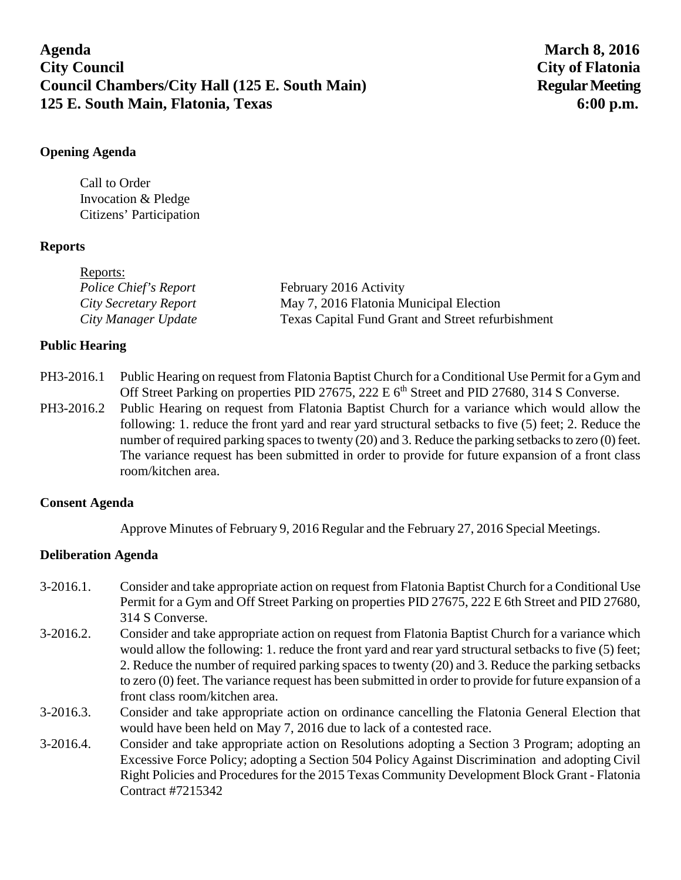**Agenda** **March 8, 2016**
**City Council** **City of Flatonia**
**Council Chambers/City Hall (125 E. South Main)** **Regular Meeting**
**125 E. South Main, Flatonia, Texas** **6:00 p.m.**

## Opening Agenda

Call to Order
Invocation & Pledge
Citizens' Participation

## Reports

Reports:

| | |
|---|---|
| *Police Chief's Report* | February 2016 Activity |
| *City Secretary Report* | May 7, 2016 Flatonia Municipal Election |
| *City Manager Update* | Texas Capital Fund Grant and Street refurbishment |

## Public Hearing

PH3-2016.1 Public Hearing on request from Flatonia Baptist Church for a Conditional Use Permit for a Gym and Off Street Parking on properties PID 27675, 222 E 6th Street and PID 27680, 314 S Converse.

PH3-2016.2 Public Hearing on request from Flatonia Baptist Church for a variance which would allow the following: 1. reduce the front yard and rear yard structural setbacks to five (5) feet; 2. Reduce the number of required parking spaces to twenty (20) and 3. Reduce the parking setbacks to zero (0) feet. The variance request has been submitted in order to provide for future expansion of a front class room/kitchen area.

## Consent Agenda

Approve Minutes of February 9, 2016 Regular and the February 27, 2016 Special Meetings.

## Deliberation Agenda

3-2016.1. Consider and take appropriate action on request from Flatonia Baptist Church for a Conditional Use Permit for a Gym and Off Street Parking on properties PID 27675, 222 E 6th Street and PID 27680, 314 S Converse.

3-2016.2. Consider and take appropriate action on request from Flatonia Baptist Church for a variance which would allow the following: 1. reduce the front yard and rear yard structural setbacks to five (5) feet; 2. Reduce the number of required parking spaces to twenty (20) and 3. Reduce the parking setbacks to zero (0) feet. The variance request has been submitted in order to provide for future expansion of a front class room/kitchen area.

3-2016.3. Consider and take appropriate action on ordinance cancelling the Flatonia General Election that would have been held on May 7, 2016 due to lack of a contested race.

3-2016.4. Consider and take appropriate action on Resolutions adopting a Section 3 Program; adopting an Excessive Force Policy; adopting a Section 504 Policy Against Discrimination and adopting Civil Right Policies and Procedures for the 2015 Texas Community Development Block Grant - Flatonia Contract #7215342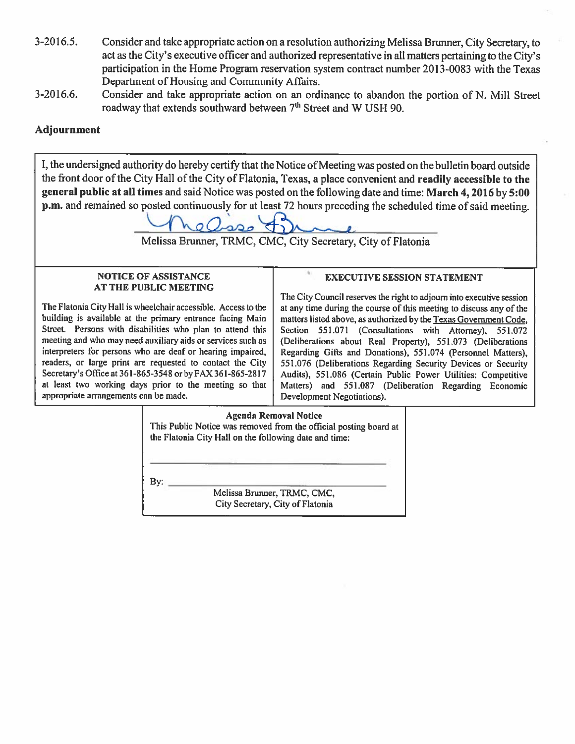3-2016.5. Consider and take appropriate action on a resolution authorizing Melissa Brunner, City Secretary, to act as the City's executive officer and authorized representative in all matters pertaining to the City's participation in the Home Program reservation system contract number 2013-0083 with the Texas Department of Housing and Community Affairs.

3-2016.6. Consider and take appropriate action on an ordinance to abandon the portion of N. Mill Street roadway that extends southward between 7th Street and W USH 90.

**Adjournment**

I, the undersigned authority do hereby certify that the Notice of Meeting was posted on the bulletin board outside the front door of the City Hall of the City of Flatonia, Texas, a place convenient and **readily accessible to the general public at all times** and said Notice was posted on the following date and time: **March 4, 2016** by **5:00 p.m.** and remained so posted continuously for at least 72 hours preceding the scheduled time of said meeting.

Melissa Brunner, TRMC, CMC, City Secretary, City of Flatonia

**NOTICE OF ASSISTANCE AT THE PUBLIC MEETING**

The Flatonia City Hall is wheelchair accessible. Access to the building is available at the primary entrance facing Main Street. Persons with disabilities who plan to attend this meeting and who may need auxiliary aids or services such as interpreters for persons who are deaf or hearing impaired, readers, or large print are requested to contact the City Secretary's Office at 361-865-3548 or by FAX 361-865-2817 at least two working days prior to the meeting so that appropriate arrangements can be made.

**EXECUTIVE SESSION STATEMENT**

The City Council reserves the right to adjourn into executive session at any time during the course of this meeting to discuss any of the matters listed above, as authorized by the Texas Government Code, Section 551.071 (Consultations with Attorney), 551.072 (Deliberations about Real Property), 551.073 (Deliberations Regarding Gifts and Donations), 551.074 (Personnel Matters), 551.076 (Deliberations Regarding Security Devices or Security Audits), 551.086 (Certain Public Power Utilities: Competitive Matters) and 551.087 (Deliberation Regarding Economic Development Negotiations).

**Agenda Removal Notice**

This Public Notice was removed from the official posting board at the Flatonia City Hall on the following date and time:

_______________________________

By: _______________________________

Melissa Brunner, TRMC, CMC,
City Secretary, City of Flatonia